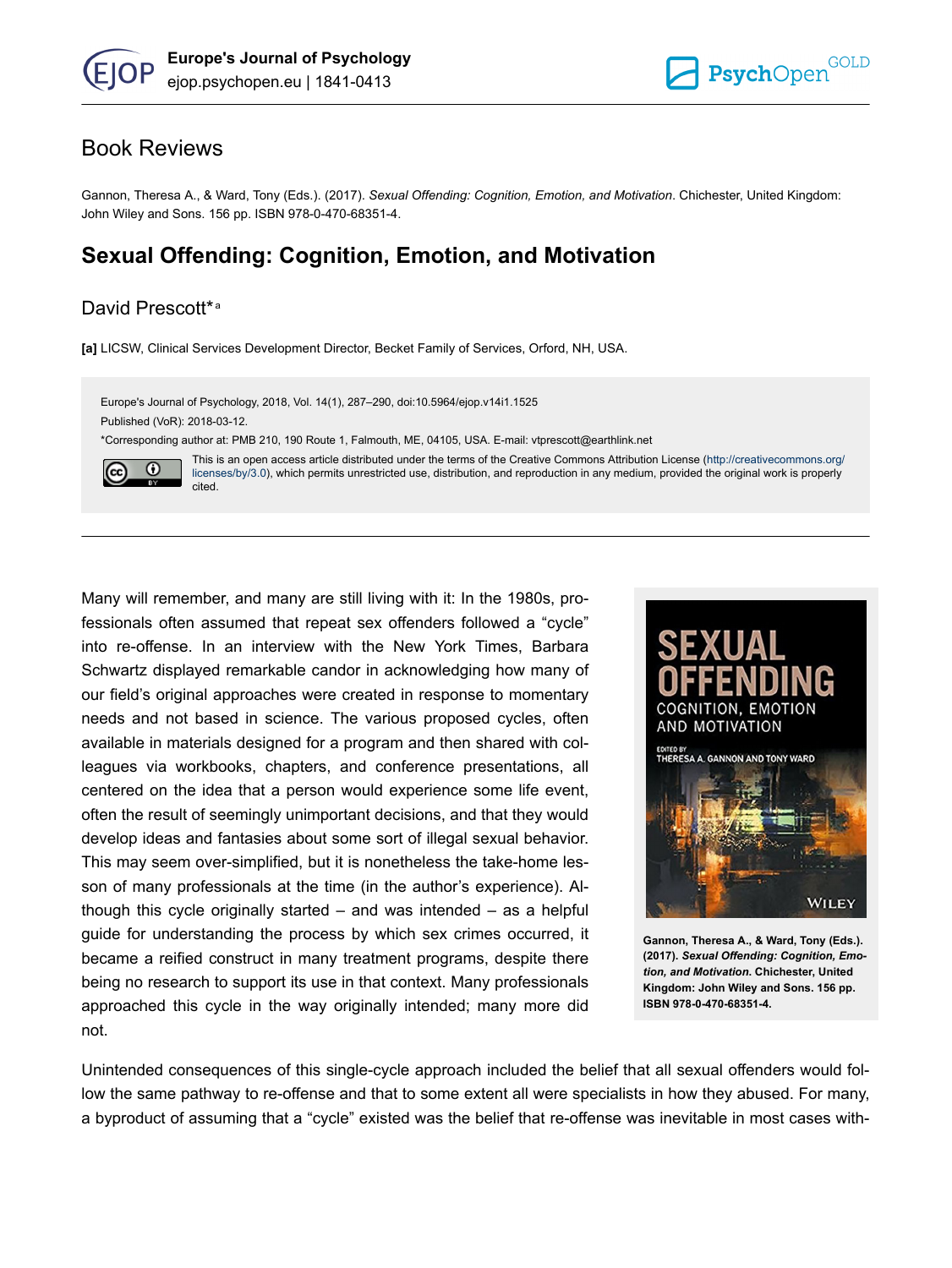# Book Reviews

Gannon, Theresa A., & Ward, Tony (Eds.). (2017). *Sexual Offending: Cognition, Emotion, and Motivation*. Chichester, United Kingdom: John Wiley and Sons. 156 pp. ISBN 978-0-470-68351-4.

## Sexual Offending: Cognition, Emotion, and Motivation

David Prescott*[a]

**[a]** LICSW, Clinical Services Development Director, Becket Family of Services, Orford, NH, USA.

Europe's Journal of Psychology, 2018, Vol. 14(1), 287–290, doi:10.5964/ejop.v14i1.1525

Published (VoR): 2018-03-12.

*Corresponding author at: PMB 210, 190 Route 1, Falmouth, ME, 04105, USA. E-mail: vtprescott@earthlink.net

This is an open access article distributed under the terms of the Creative Commons Attribution License (http://creativecommons.org/licenses/by/3.0), which permits unrestricted use, distribution, and reproduction in any medium, provided the original work is properly cited.

---

Many will remember, and many are still living with it: In the 1980s, professionals often assumed that repeat sex offenders followed a "cycle" into re-offense. In an interview with the New York Times, Barbara Schwartz displayed remarkable candor in acknowledging how many of our field's original approaches were created in response to momentary needs and not based in science. The various proposed cycles, often available in materials designed for a program and then shared with colleagues via workbooks, chapters, and conference presentations, all centered on the idea that a person would experience some life event, often the result of seemingly unimportant decisions, and that they would develop ideas and fantasies about some sort of illegal sexual behavior. This may seem over-simplified, but it is nonetheless the take-home lesson of many professionals at the time (in the author's experience). Although this cycle originally started – and was intended – as a helpful guide for understanding the process by which sex crimes occurred, it became a reified construct in many treatment programs, despite there being no research to support its use in that context. Many professionals approached this cycle in the way originally intended; many more did not.

**Gannon, Theresa A., & Ward, Tony (Eds.). (2017). *Sexual Offending: Cognition, Emotion, and Motivation*. Chichester, United Kingdom: John Wiley and Sons. 156 pp. ISBN 978-0-470-68351-4.**

Unintended consequences of this single-cycle approach included the belief that all sexual offenders would follow the same pathway to re-offense and that to some extent all were specialists in how they abused. For many, a byproduct of assuming that a "cycle" existed was the belief that re-offense was inevitable in most cases with-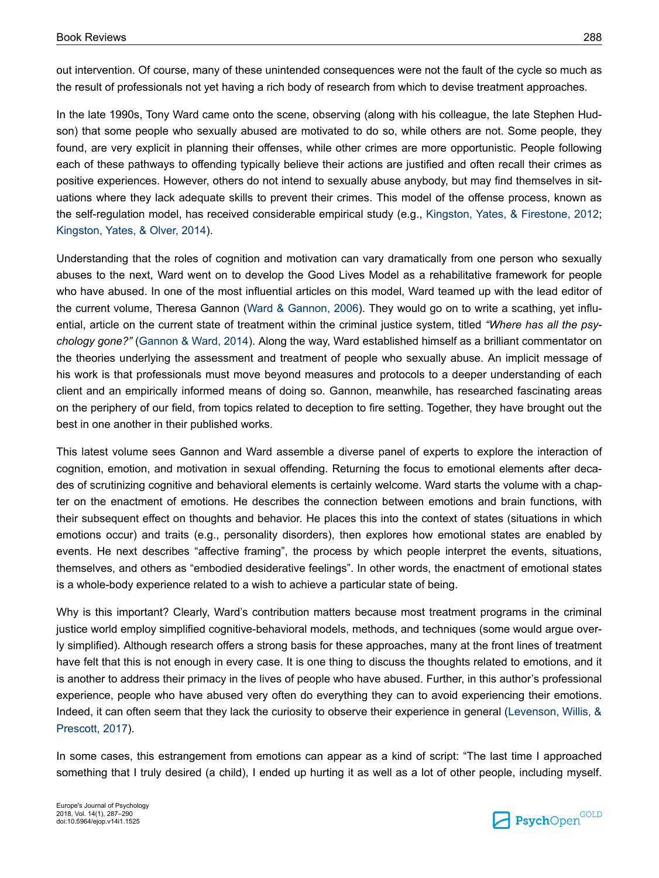out intervention. Of course, many of these unintended consequences were not the fault of the cycle so much as the result of professionals not yet having a rich body of research from which to devise treatment approaches.

In the late 1990s, Tony Ward came onto the scene, observing (along with his colleague, the late Stephen Hudson) that some people who sexually abused are motivated to do so, while others are not. Some people, they found, are very explicit in planning their offenses, while other crimes are more opportunistic. People following each of these pathways to offending typically believe their actions are justified and often recall their crimes as positive experiences. However, others do not intend to sexually abuse anybody, but may find themselves in situations where they lack adequate skills to prevent their crimes. This model of the offense process, known as the self-regulation model, has received considerable empirical study (e.g., Kingston, Yates, & Firestone, 2012; Kingston, Yates, & Olver, 2014).

Understanding that the roles of cognition and motivation can vary dramatically from one person who sexually abuses to the next, Ward went on to develop the Good Lives Model as a rehabilitative framework for people who have abused. In one of the most influential articles on this model, Ward teamed up with the lead editor of the current volume, Theresa Gannon (Ward & Gannon, 2006). They would go on to write a scathing, yet influential, article on the current state of treatment within the criminal justice system, titled *"Where has all the psychology gone?"* (Gannon & Ward, 2014). Along the way, Ward established himself as a brilliant commentator on the theories underlying the assessment and treatment of people who sexually abuse. An implicit message of his work is that professionals must move beyond measures and protocols to a deeper understanding of each client and an empirically informed means of doing so. Gannon, meanwhile, has researched fascinating areas on the periphery of our field, from topics related to deception to fire setting. Together, they have brought out the best in one another in their published works.

This latest volume sees Gannon and Ward assemble a diverse panel of experts to explore the interaction of cognition, emotion, and motivation in sexual offending. Returning the focus to emotional elements after decades of scrutinizing cognitive and behavioral elements is certainly welcome. Ward starts the volume with a chapter on the enactment of emotions. He describes the connection between emotions and brain functions, with their subsequent effect on thoughts and behavior. He places this into the context of states (situations in which emotions occur) and traits (e.g., personality disorders), then explores how emotional states are enabled by events. He next describes "affective framing", the process by which people interpret the events, situations, themselves, and others as "embodied desiderative feelings". In other words, the enactment of emotional states is a whole-body experience related to a wish to achieve a particular state of being.

Why is this important? Clearly, Ward's contribution matters because most treatment programs in the criminal justice world employ simplified cognitive-behavioral models, methods, and techniques (some would argue overly simplified). Although research offers a strong basis for these approaches, many at the front lines of treatment have felt that this is not enough in every case. It is one thing to discuss the thoughts related to emotions, and it is another to address their primacy in the lives of people who have abused. Further, in this author's professional experience, people who have abused very often do everything they can to avoid experiencing their emotions. Indeed, it can often seem that they lack the curiosity to observe their experience in general (Levenson, Willis, & Prescott, 2017).

In some cases, this estrangement from emotions can appear as a kind of script: "The last time I approached something that I truly desired (a child), I ended up hurting it as well as a lot of other people, including myself.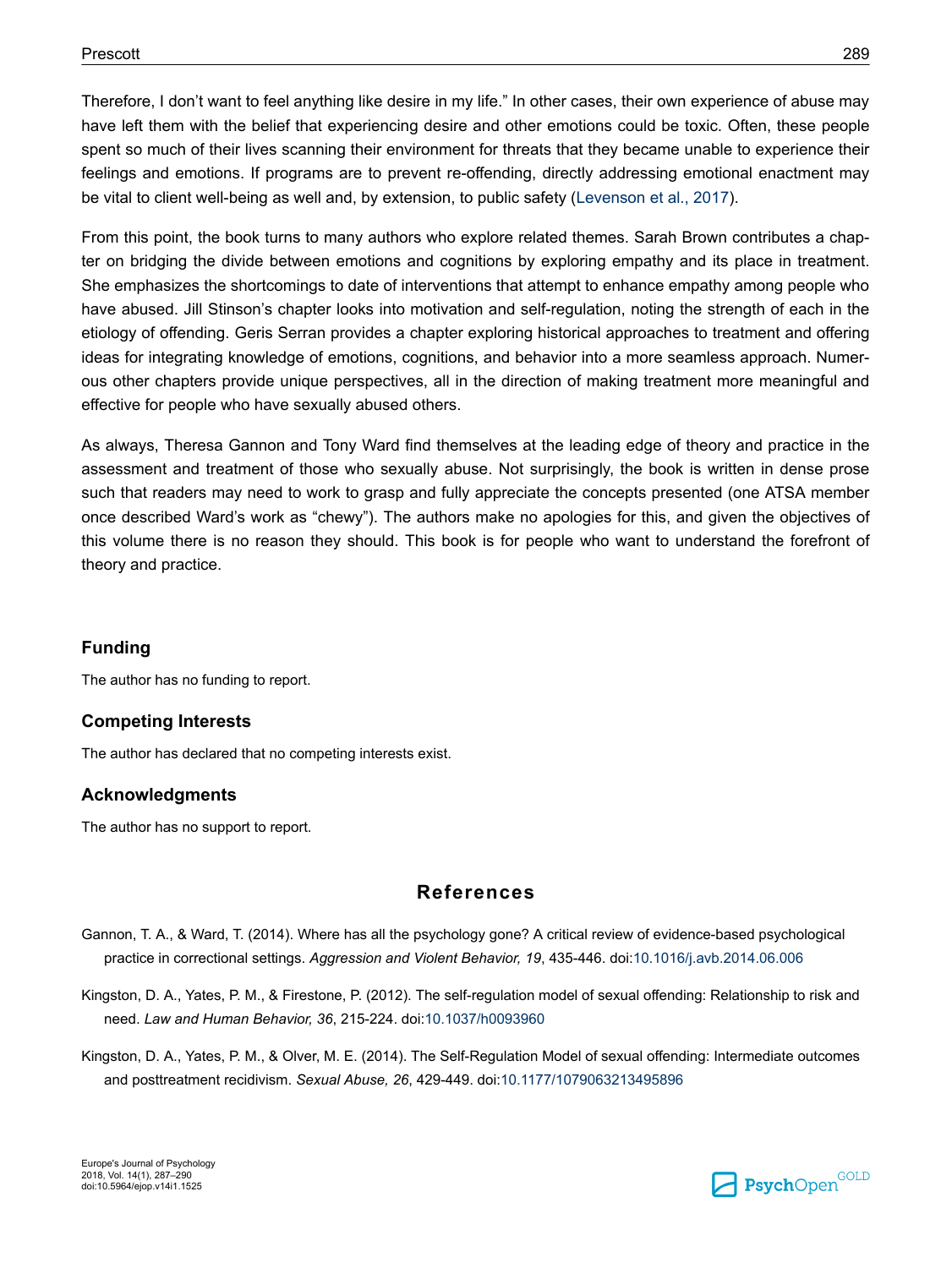Therefore, I don't want to feel anything like desire in my life." In other cases, their own experience of abuse may have left them with the belief that experiencing desire and other emotions could be toxic. Often, these people spent so much of their lives scanning their environment for threats that they became unable to experience their feelings and emotions. If programs are to prevent re-offending, directly addressing emotional enactment may be vital to client well-being as well and, by extension, to public safety (Levenson et al., 2017).

From this point, the book turns to many authors who explore related themes. Sarah Brown contributes a chapter on bridging the divide between emotions and cognitions by exploring empathy and its place in treatment. She emphasizes the shortcomings to date of interventions that attempt to enhance empathy among people who have abused. Jill Stinson's chapter looks into motivation and self-regulation, noting the strength of each in the etiology of offending. Geris Serran provides a chapter exploring historical approaches to treatment and offering ideas for integrating knowledge of emotions, cognitions, and behavior into a more seamless approach. Numerous other chapters provide unique perspectives, all in the direction of making treatment more meaningful and effective for people who have sexually abused others.

As always, Theresa Gannon and Tony Ward find themselves at the leading edge of theory and practice in the assessment and treatment of those who sexually abuse. Not surprisingly, the book is written in dense prose such that readers may need to work to grasp and fully appreciate the concepts presented (one ATSA member once described Ward's work as "chewy"). The authors make no apologies for this, and given the objectives of this volume there is no reason they should. This book is for people who want to understand the forefront of theory and practice.

### Funding

The author has no funding to report.

### Competing Interests

The author has declared that no competing interests exist.

### Acknowledgments

The author has no support to report.

## References

Gannon, T. A., & Ward, T. (2014). Where has all the psychology gone? A critical review of evidence-based psychological practice in correctional settings. *Aggression and Violent Behavior, 19*, 435-446. doi:10.1016/j.avb.2014.06.006

Kingston, D. A., Yates, P. M., & Firestone, P. (2012). The self-regulation model of sexual offending: Relationship to risk and need. *Law and Human Behavior, 36*, 215-224. doi:10.1037/h0093960

Kingston, D. A., Yates, P. M., & Olver, M. E. (2014). The Self-Regulation Model of sexual offending: Intermediate outcomes and posttreatment recidivism. *Sexual Abuse, 26*, 429-449. doi:10.1177/1079063213495896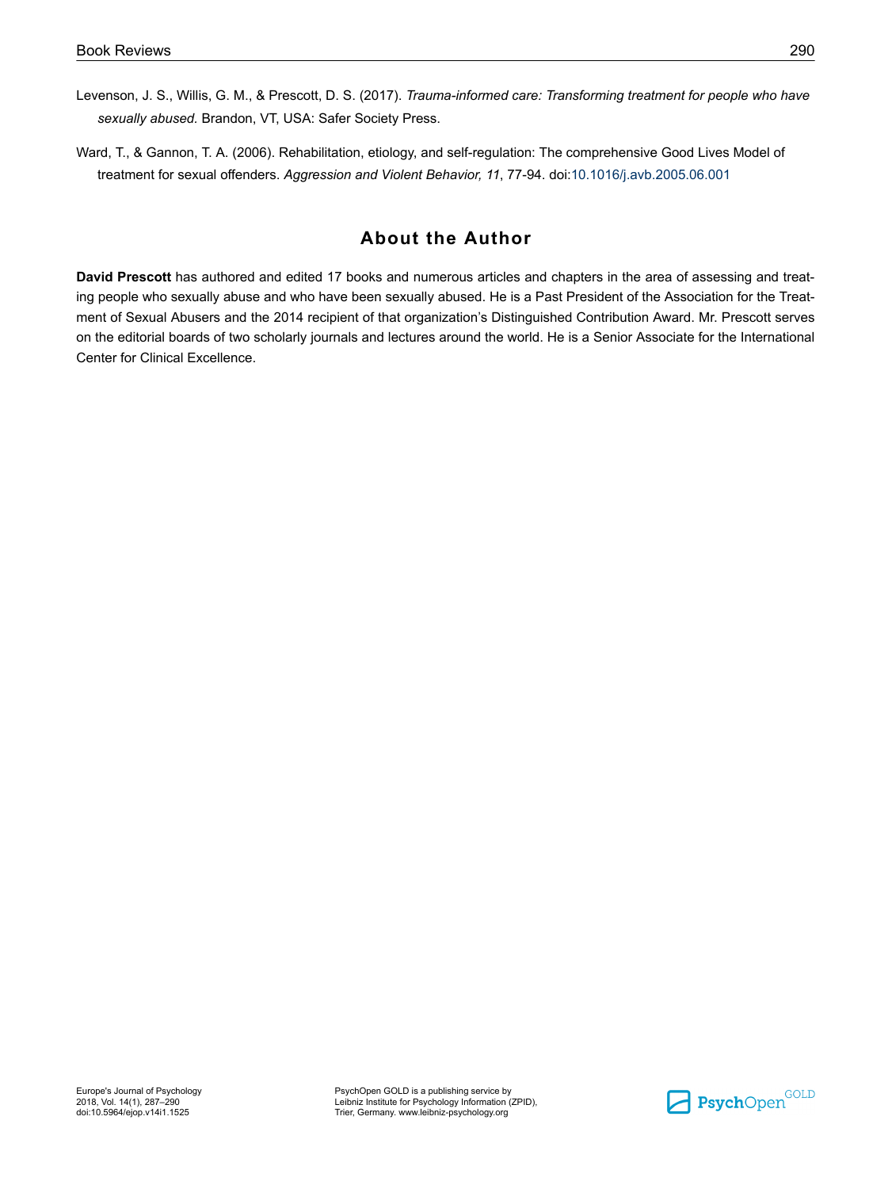Levenson, J. S., Willis, G. M., & Prescott, D. S. (2017). *Trauma-informed care: Transforming treatment for people who have sexually abused*. Brandon, VT, USA: Safer Society Press.

Ward, T., & Gannon, T. A. (2006). Rehabilitation, etiology, and self-regulation: The comprehensive Good Lives Model of treatment for sexual offenders. *Aggression and Violent Behavior, 11*, 77-94. doi:10.1016/j.avb.2005.06.001

## About the Author

**David Prescott** has authored and edited 17 books and numerous articles and chapters in the area of assessing and treating people who sexually abuse and who have been sexually abused. He is a Past President of the Association for the Treatment of Sexual Abusers and the 2014 recipient of that organization's Distinguished Contribution Award. Mr. Prescott serves on the editorial boards of two scholarly journals and lectures around the world. He is a Senior Associate for the International Center for Clinical Excellence.